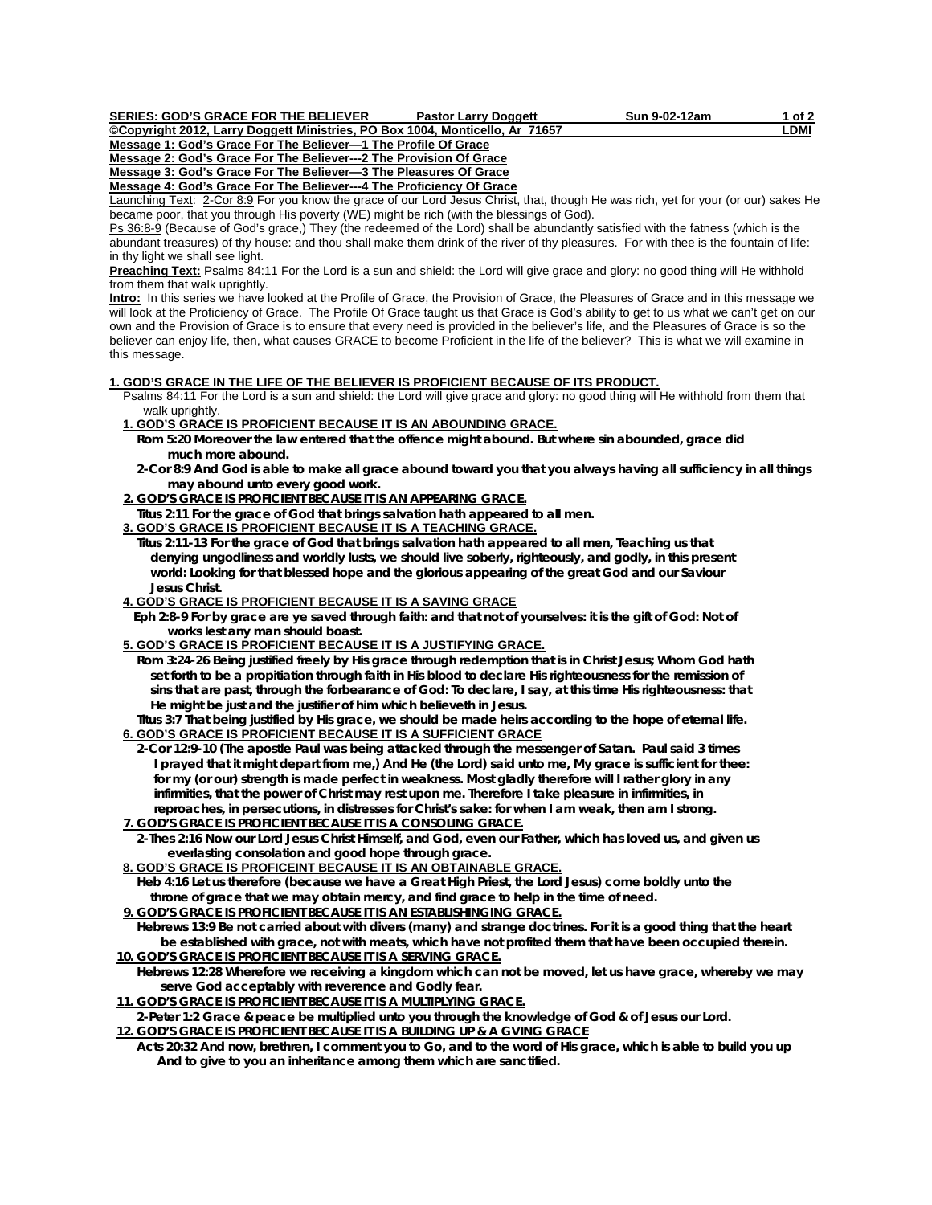**SERIES: GOD'S GRACE FOR THE BELIEVER** **Pastor Larry Doggett** **Sun 9-02-12am**

**©Copyright 2012, Larry Doggett Ministries, PO Box 1004, Monticello, Ar 71657** **LDMI**

**Message 1: God's Grace For The Believer—1 The Profile Of Grace**
**Message 2: God's Grace For The Believer---2 The Provision Of Grace**
**Message 3: God's Grace For The Believer—3 The Pleasures Of Grace**
**Message 4: God's Grace For The Believer---4 The Proficiency Of Grace**

Launching Text: 2-Cor 8:9 For you know the grace of our Lord Jesus Christ, that, though He was rich, yet for your (or our) sakes He became poor, that you through His poverty (WE) might be rich (with the blessings of God).

Ps 36:8-9 (Because of God's grace,) They (the redeemed of the Lord) shall be abundantly satisfied with the fatness (which is the abundant treasures) of thy house: and thou shall make them drink of the river of thy pleasures. For with thee is the fountain of life: in thy light we shall see light.

**Preaching Text:** Psalms 84:11 For the Lord is a sun and shield: the Lord will give grace and glory: no good thing will He withhold from them that walk uprightly.

**Intro:** In this series we have looked at the Profile of Grace, the Provision of Grace, the Pleasures of Grace and in this message we will look at the Proficiency of Grace. The Profile Of Grace taught us that Grace is God's ability to get to us what we can't get on our own and the Provision of Grace is to ensure that every need is provided in the believer's life, and the Pleasures of Grace is so the believer can enjoy life, then, what causes GRACE to become Proficient in the life of the believer? This is what we will examine in this message.

**1. GOD'S GRACE IN THE LIFE OF THE BELIEVER IS PROFICIENT BECAUSE OF ITS PRODUCT.**

Psalms 84:11 For the Lord is a sun and shield: the Lord will give grace and glory: no good thing will He withhold from them that walk uprightly.

**1. GOD'S GRACE IS PROFICIENT BECAUSE IT IS AN ABOUNDING GRACE.**

**Rom 5:20 Moreover the law entered that the offence might abound. But where sin abounded, grace did much more abound.**

**2-Cor 8:9 And God is able to make all grace abound toward you that you always having all sufficiency in all things may abound unto every good work.**

**2. GOD'S GRACE IS PROFICIENT BECAUSE IT IS AN APPEARING GRACE.**

**Titus 2:11 For the grace of God that brings salvation hath appeared to all men.**

**3. GOD'S GRACE IS PROFICIENT BECAUSE IT IS A TEACHING GRACE.**

**Titus 2:11-13 For the grace of God that brings salvation hath appeared to all men, Teaching us that denying ungodliness and worldly lusts, we should live soberly, righteously, and godly, in this present world: Looking for that blessed hope and the glorious appearing of the great God and our Saviour Jesus Christ.**

**4. GOD'S GRACE IS PROFICIENT BECAUSE IT IS A SAVING GRACE**

**Eph 2:8-9 For by grace are ye saved through faith: and that not of yourselves: it is the gift of God: Not of works lest any man should boast.**

**5. GOD'S GRACE IS PROFICIENT BECAUSE IT IS A JUSTIFYING GRACE.**

**Rom 3:24-26 Being justified freely by His grace through redemption that is in Christ Jesus; Whom God hath set forth to be a propitiation through faith in His blood to declare His righteousness for the remission of sins that are past, through the forbearance of God: To declare, I say, at this time His righteousness: that He might be just and the justifier of him which believeth in Jesus.**

**Titus 3:7 That being justified by His grace, we should be made heirs according to the hope of eternal life.**

**6. GOD'S GRACE IS PROFICIENT BECAUSE IT IS A SUFFICIENT GRACE**

**2-Cor 12:9-10 (The apostle Paul was being attacked through the messenger of Satan. Paul said 3 times I prayed that it might depart from me,) And He (the Lord) said unto me, My grace is sufficient for thee: for my (or our) strength is made perfect in weakness. Most gladly therefore will I rather glory in any infirmities, that the power of Christ may rest upon me. Therefore I take pleasure in infirmities, in reproaches, in persecutions, in distresses for Christ's sake: for when I am weak, then am I strong.**

**7. GOD'S GRACE IS PROFICIENT BECAUSE IT IS A CONSOLING GRACE.**

**2-Thes 2:16 Now our Lord Jesus Christ Himself, and God, even our Father, which has loved us, and given us everlasting consolation and good hope through grace.**

**8. GOD'S GRACE IS PROFICEINT BECAUSE IT IS AN OBTAINABLE GRACE.**

**Heb 4:16 Let us therefore (because we have a Great High Priest, the Lord Jesus) come boldly unto the throne of grace that we may obtain mercy, and find grace to help in the time of need.**

**9. GOD'S GRACE IS PROFICIENT BECAUSE IT IS AN ESTABLISHINGING GRACE.**

**Hebrews 13:9 Be not carried about with divers (many) and strange doctrines. For it is a good thing that the heart be established with grace, not with meats, which have not profited them that have been occupied therein.**

**10. GOD'S GRACE IS PROFICIENT BECAUSE IT IS A SERVING GRACE.**

**Hebrews 12:28 Wherefore we receiving a kingdom which can not be moved, let us have grace, whereby we may serve God acceptably with reverence and Godly fear.**

**11. GOD'S GRACE IS PROFICIENT BECAUSE IT IS A MULTIPLYING GRACE.**

**2-Peter 1:2 Grace & peace be multiplied unto you through the knowledge of God & of Jesus our Lord.**

**12. GOD'S GRACE IS PROFICIENT BECAUSE IT IS A BUILDING UP & A GVING GRACE**

**Acts 20:32 And now, brethren, I comment you to Go, and to the word of His grace, which is able to build you up And to give to you an inheritance among them which are sanctified.**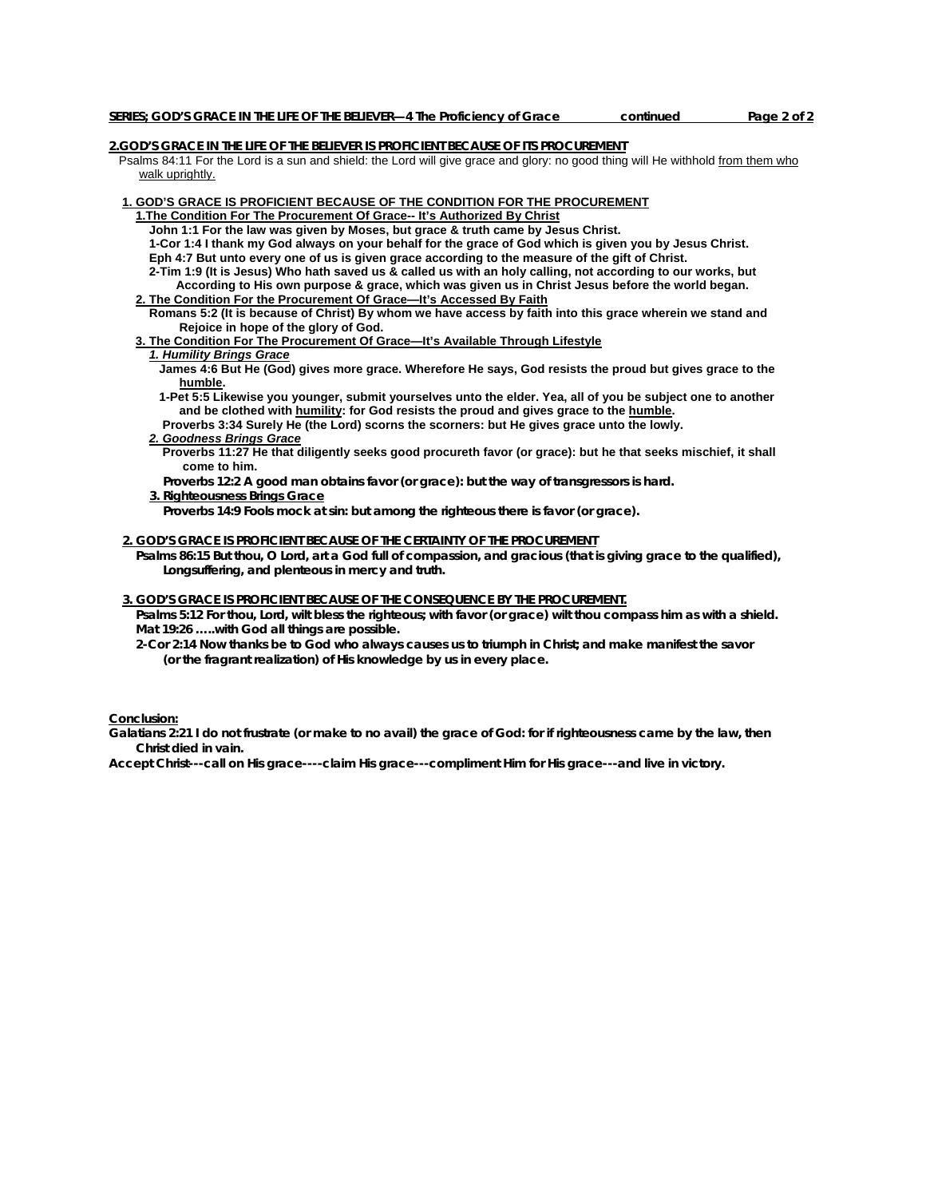**2.GOD'S GRACE IN THE LIFE OF THE BELIEVER IS PROFICIENT BECAUSE OF ITS PROCUREMENT**

Psalms 84:11 For the Lord is a sun and shield: the Lord will give grace and glory: no good thing will He withhold from them who walk uprightly.

**1. GOD'S GRACE IS PROFICIENT BECAUSE OF THE CONDITION FOR THE PROCUREMENT**

**1.The Condition For The Procurement Of Grace-- It's Authorized By Christ**

**John 1:1 For the law was given by Moses, but grace & truth came by Jesus Christ.**

**1-Cor 1:4 I thank my God always on your behalf for the grace of God which is given you by Jesus Christ.**

**Eph 4:7 But unto every one of us is given grace according to the measure of the gift of Christ.**

**2-Tim 1:9 (It is Jesus) Who hath saved us & called us with an holy calling, not according to our works, but According to His own purpose & grace, which was given us in Christ Jesus before the world began.**

**2. The Condition For the Procurement Of Grace—It's Accessed By Faith**

**Romans 5:2 (It is because of Christ) By whom we have access by faith into this grace wherein we stand and Rejoice in hope of the glory of God.**

**3. The Condition For The Procurement Of Grace—It's Available Through Lifestyle**

***1. Humility Brings Grace***

**James 4:6 But He (God) gives more grace. Wherefore He says, God resists the proud but gives grace to the humble.**

**1-Pet 5:5 Likewise you younger, submit yourselves unto the elder. Yea, all of you be subject one to another and be clothed with humility: for God resists the proud and gives grace to the humble.**

**Proverbs 3:34 Surely He (the Lord) scorns the scorners: but He gives grace unto the lowly.**

***2. Goodness Brings Grace***

**Proverbs 11:27 He that diligently seeks good procureth favor (or grace): but he that seeks mischief, it shall come to him.**

**Proverbs 12:2 A good man obtains favor (or grace): but the way of transgressors is hard.**

**3. Righteousness Brings Grace**

**Proverbs 14:9 Fools mock at sin: but among the righteous there is favor (or grace).**

**2. GOD'S GRACE IS PROFICIENT BECAUSE OF THE CERTAINTY OF THE PROCUREMENT**

**Psalms 86:15 But thou, O Lord, art a God full of compassion, and gracious (that is giving grace to the qualified), Longsuffering, and plenteous in mercy and truth.**

**3. GOD'S GRACE IS PROFICIENT BECAUSE OF THE CONSEQUENCE BY THE PROCUREMENT.**

**Psalms 5:12 For thou, Lord, wilt bless the righteous; with favor (or grace) wilt thou compass him as with a shield.**

**Mat 19:26 …..with God all things are possible.**

**2-Cor 2:14 Now thanks be to God who always causes us to triumph in Christ; and make manifest the savor (or the fragrant realization) of His knowledge by us in every place.**

**Conclusion:**

**Galatians 2:21 I do not frustrate (or make to no avail) the grace of God: for if righteousness came by the law, then Christ died in vain.**

**Accept Christ---call on His grace----claim His grace---compliment Him for His grace---and live in victory.**